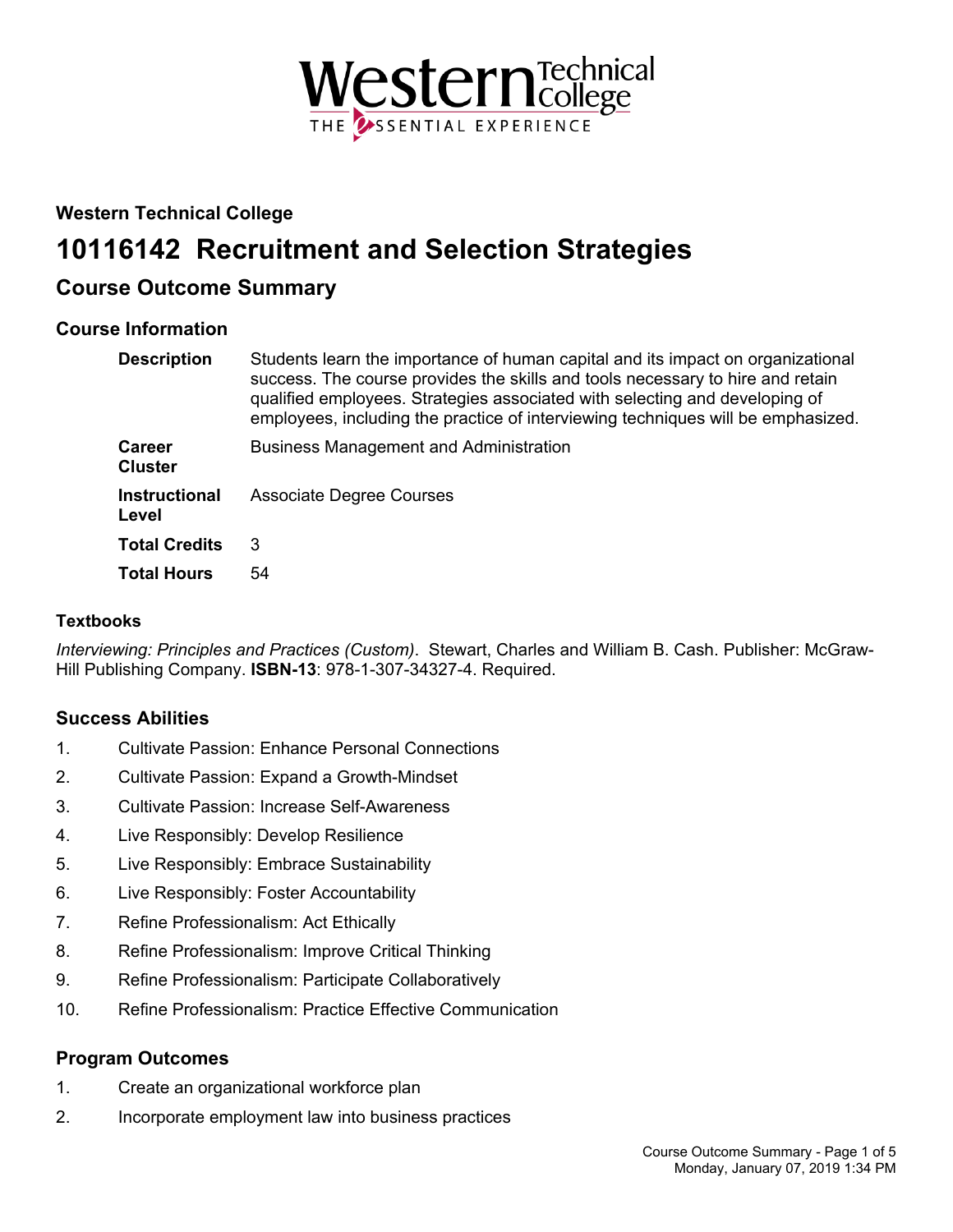## Western Technical College

# 10116142 Recruitment and Selection Strategies

## Course Outcome Summary

### Course Information

| | |
|---|---|
| **Description** | Students learn the importance of human capital and its impact on organizational success. The course provides the skills and tools necessary to hire and retain qualified employees. Strategies associated with selecting and developing of employees, including the practice of interviewing techniques will be emphasized. |
| **Career Cluster** | Business Management and Administration |
| **Instructional Level** | Associate Degree Courses |
| **Total Credits** | 3 |
| **Total Hours** | 54 |

### Textbooks

*Interviewing: Principles and Practices (Custom)*. Stewart, Charles and William B. Cash. Publisher: McGraw-Hill Publishing Company. **ISBN-13**: 978-1-307-34327-4. Required.

### Success Abilities

1. Cultivate Passion: Enhance Personal Connections
2. Cultivate Passion: Expand a Growth-Mindset
3. Cultivate Passion: Increase Self-Awareness
4. Live Responsibly: Develop Resilience
5. Live Responsibly: Embrace Sustainability
6. Live Responsibly: Foster Accountability
7. Refine Professionalism: Act Ethically
8. Refine Professionalism: Improve Critical Thinking
9. Refine Professionalism: Participate Collaboratively
10. Refine Professionalism: Practice Effective Communication

### Program Outcomes

1. Create an organizational workforce plan
2. Incorporate employment law into business practices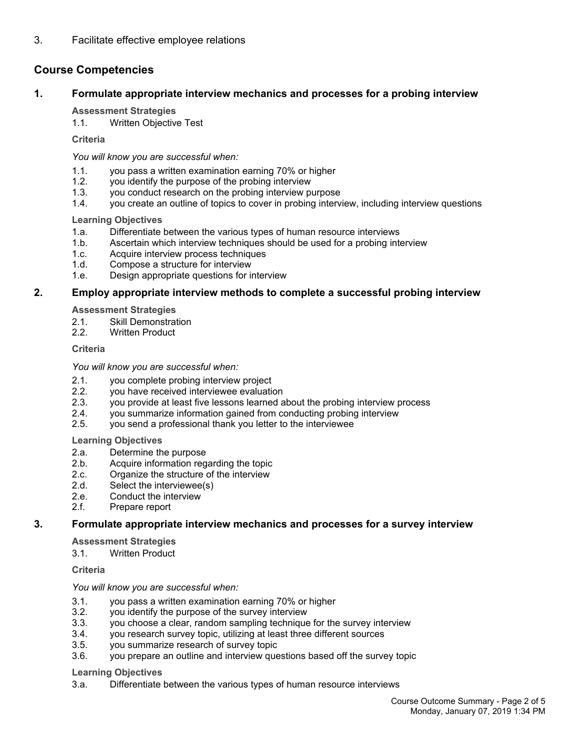3. Facilitate effective employee relations

## Course Competencies

### 1. Formulate appropriate interview mechanics and processes for a probing interview

**Assessment Strategies**

1.1. Written Objective Test

**Criteria**

*You will know you are successful when:*

1.1. you pass a written examination earning 70% or higher
1.2. you identify the purpose of the probing interview
1.3. you conduct research on the probing interview purpose
1.4. you create an outline of topics to cover in probing interview, including interview questions

**Learning Objectives**

1.a. Differentiate between the various types of human resource interviews
1.b. Ascertain which interview techniques should be used for a probing interview
1.c. Acquire interview process techniques
1.d. Compose a structure for interview
1.e. Design appropriate questions for interview

### 2. Employ appropriate interview methods to complete a successful probing interview

**Assessment Strategies**

2.1. Skill Demonstration
2.2. Written Product

**Criteria**

*You will know you are successful when:*

2.1. you complete probing interview project
2.2. you have received interviewee evaluation
2.3. you provide at least five lessons learned about the probing interview process
2.4. you summarize information gained from conducting probing interview
2.5. you send a professional thank you letter to the interviewee

**Learning Objectives**

2.a. Determine the purpose
2.b. Acquire information regarding the topic
2.c. Organize the structure of the interview
2.d. Select the interviewee(s)
2.e. Conduct the interview
2.f. Prepare report

### 3. Formulate appropriate interview mechanics and processes for a survey interview

**Assessment Strategies**

3.1. Written Product

**Criteria**

*You will know you are successful when:*

3.1. you pass a written examination earning 70% or higher
3.2. you identify the purpose of the survey interview
3.3. you choose a clear, random sampling technique for the survey interview
3.4. you research survey topic, utilizing at least three different sources
3.5. you summarize research of survey topic
3.6. you prepare an outline and interview questions based off the survey topic

**Learning Objectives**

3.a. Differentiate between the various types of human resource interviews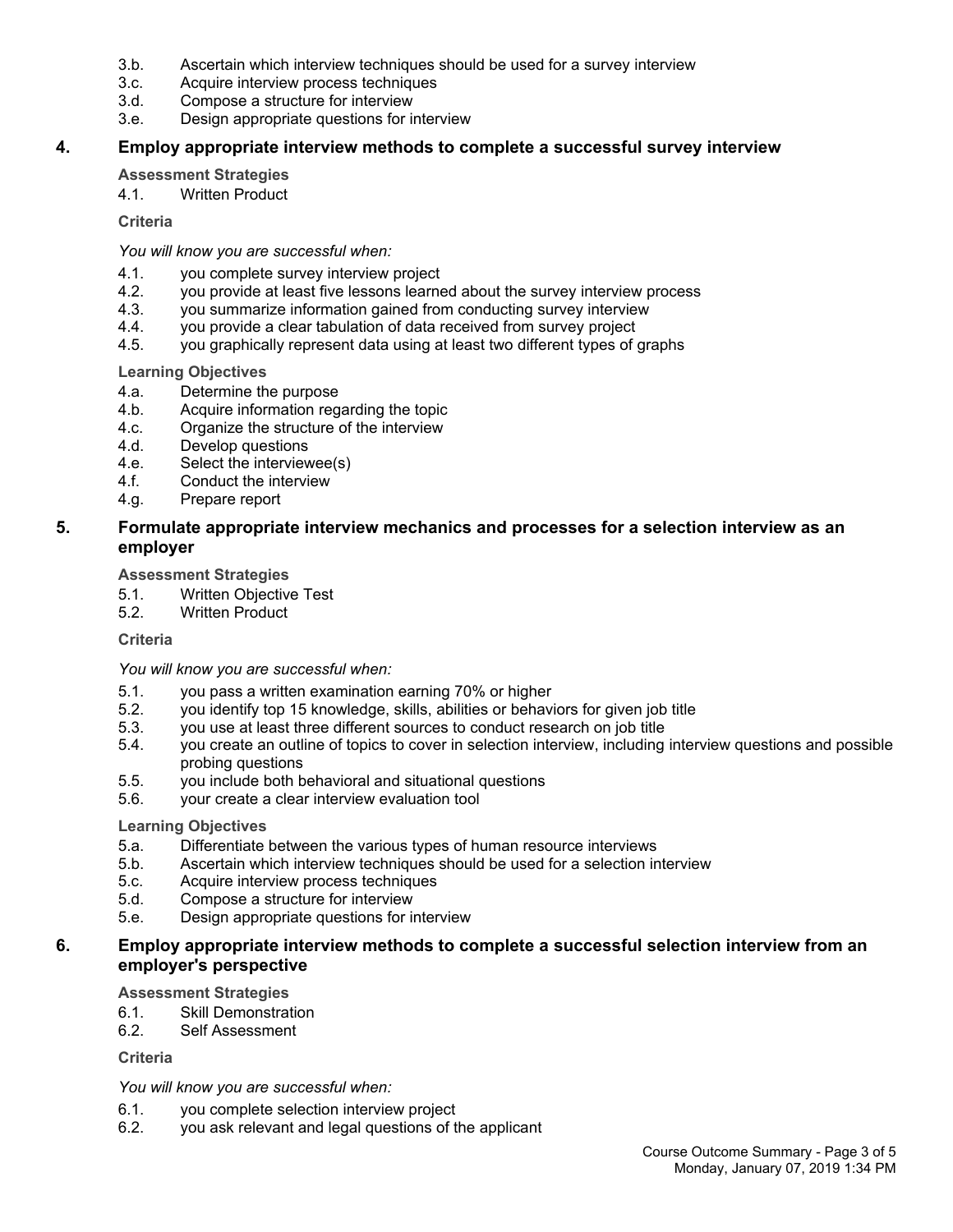3.b. Ascertain which interview techniques should be used for a survey interview
3.c. Acquire interview process techniques
3.d. Compose a structure for interview
3.e. Design appropriate questions for interview

## 4. Employ appropriate interview methods to complete a successful survey interview

**Assessment Strategies**

4.1. Written Product

**Criteria**

*You will know you are successful when:*

4.1. you complete survey interview project
4.2. you provide at least five lessons learned about the survey interview process
4.3. you summarize information gained from conducting survey interview
4.4. you provide a clear tabulation of data received from survey project
4.5. you graphically represent data using at least two different types of graphs

**Learning Objectives**

4.a. Determine the purpose
4.b. Acquire information regarding the topic
4.c. Organize the structure of the interview
4.d. Develop questions
4.e. Select the interviewee(s)
4.f. Conduct the interview
4.g. Prepare report

## 5. Formulate appropriate interview mechanics and processes for a selection interview as an employer

**Assessment Strategies**

5.1. Written Objective Test
5.2. Written Product

**Criteria**

*You will know you are successful when:*

5.1. you pass a written examination earning 70% or higher
5.2. you identify top 15 knowledge, skills, abilities or behaviors for given job title
5.3. you use at least three different sources to conduct research on job title
5.4. you create an outline of topics to cover in selection interview, including interview questions and possible probing questions
5.5. you include both behavioral and situational questions
5.6. your create a clear interview evaluation tool

**Learning Objectives**

5.a. Differentiate between the various types of human resource interviews
5.b. Ascertain which interview techniques should be used for a selection interview
5.c. Acquire interview process techniques
5.d. Compose a structure for interview
5.e. Design appropriate questions for interview

## 6. Employ appropriate interview methods to complete a successful selection interview from an employer's perspective

**Assessment Strategies**

6.1. Skill Demonstration
6.2. Self Assessment

**Criteria**

*You will know you are successful when:*

6.1. you complete selection interview project
6.2. you ask relevant and legal questions of the applicant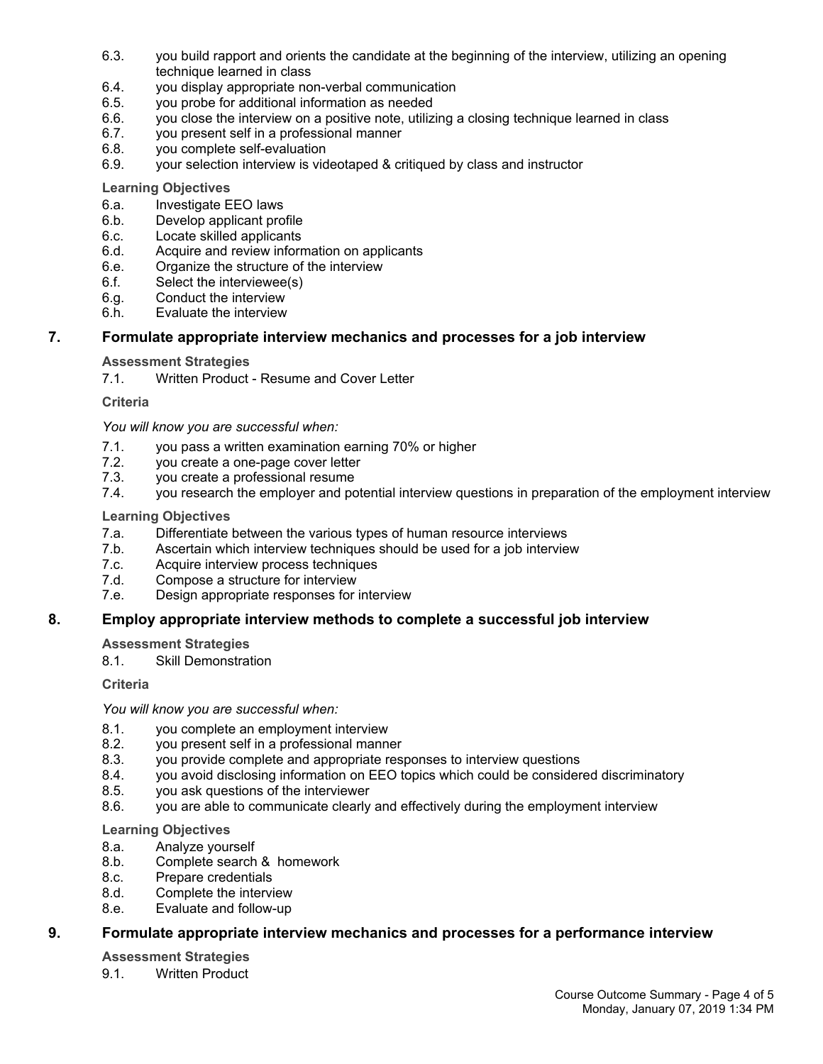6.3. you build rapport and orients the candidate at the beginning of the interview, utilizing an opening technique learned in class
6.4. you display appropriate non-verbal communication
6.5. you probe for additional information as needed
6.6. you close the interview on a positive note, utilizing a closing technique learned in class
6.7. you present self in a professional manner
6.8. you complete self-evaluation
6.9. your selection interview is videotaped & critiqued by class and instructor

**Learning Objectives**

6.a. Investigate EEO laws
6.b. Develop applicant profile
6.c. Locate skilled applicants
6.d. Acquire and review information on applicants
6.e. Organize the structure of the interview
6.f. Select the interviewee(s)
6.g. Conduct the interview
6.h. Evaluate the interview

## 7. Formulate appropriate interview mechanics and processes for a job interview

**Assessment Strategies**

7.1. Written Product - Resume and Cover Letter

**Criteria**

*You will know you are successful when:*

7.1. you pass a written examination earning 70% or higher
7.2. you create a one-page cover letter
7.3. you create a professional resume
7.4. you research the employer and potential interview questions in preparation of the employment interview

**Learning Objectives**

7.a. Differentiate between the various types of human resource interviews
7.b. Ascertain which interview techniques should be used for a job interview
7.c. Acquire interview process techniques
7.d. Compose a structure for interview
7.e. Design appropriate responses for interview

## 8. Employ appropriate interview methods to complete a successful job interview

**Assessment Strategies**

8.1. Skill Demonstration

**Criteria**

*You will know you are successful when:*

8.1. you complete an employment interview
8.2. you present self in a professional manner
8.3. you provide complete and appropriate responses to interview questions
8.4. you avoid disclosing information on EEO topics which could be considered discriminatory
8.5. you ask questions of the interviewer
8.6. you are able to communicate clearly and effectively during the employment interview

**Learning Objectives**

8.a. Analyze yourself
8.b. Complete search & homework
8.c. Prepare credentials
8.d. Complete the interview
8.e. Evaluate and follow-up

## 9. Formulate appropriate interview mechanics and processes for a performance interview

**Assessment Strategies**

9.1. Written Product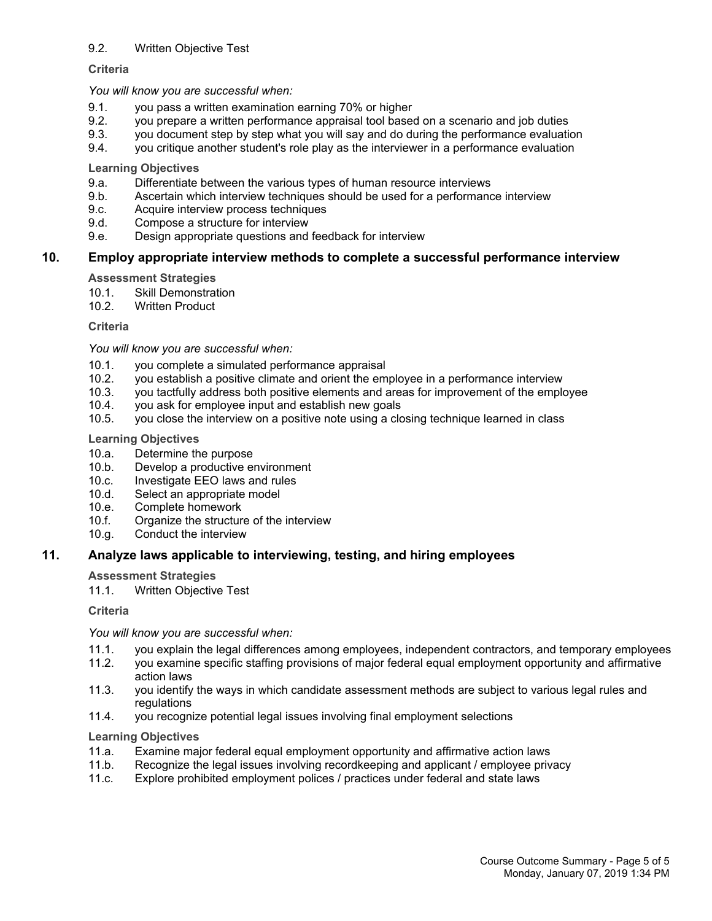9.2. Written Objective Test

**Criteria**

*You will know you are successful when:*

9.1. you pass a written examination earning 70% or higher
9.2. you prepare a written performance appraisal tool based on a scenario and job duties
9.3. you document step by step what you will say and do during the performance evaluation
9.4. you critique another student's role play as the interviewer in a performance evaluation

**Learning Objectives**

9.a. Differentiate between the various types of human resource interviews
9.b. Ascertain which interview techniques should be used for a performance interview
9.c. Acquire interview process techniques
9.d. Compose a structure for interview
9.e. Design appropriate questions and feedback for interview

## 10. Employ appropriate interview methods to complete a successful performance interview

**Assessment Strategies**

10.1. Skill Demonstration
10.2. Written Product

**Criteria**

*You will know you are successful when:*

10.1. you complete a simulated performance appraisal
10.2. you establish a positive climate and orient the employee in a performance interview
10.3. you tactfully address both positive elements and areas for improvement of the employee
10.4. you ask for employee input and establish new goals
10.5. you close the interview on a positive note using a closing technique learned in class

**Learning Objectives**

10.a. Determine the purpose
10.b. Develop a productive environment
10.c. Investigate EEO laws and rules
10.d. Select an appropriate model
10.e. Complete homework
10.f. Organize the structure of the interview
10.g. Conduct the interview

## 11. Analyze laws applicable to interviewing, testing, and hiring employees

**Assessment Strategies**

11.1. Written Objective Test

**Criteria**

*You will know you are successful when:*

11.1. you explain the legal differences among employees, independent contractors, and temporary employees
11.2. you examine specific staffing provisions of major federal equal employment opportunity and affirmative action laws
11.3. you identify the ways in which candidate assessment methods are subject to various legal rules and regulations
11.4. you recognize potential legal issues involving final employment selections

**Learning Objectives**

11.a. Examine major federal equal employment opportunity and affirmative action laws
11.b. Recognize the legal issues involving recordkeeping and applicant / employee privacy
11.c. Explore prohibited employment polices / practices under federal and state laws